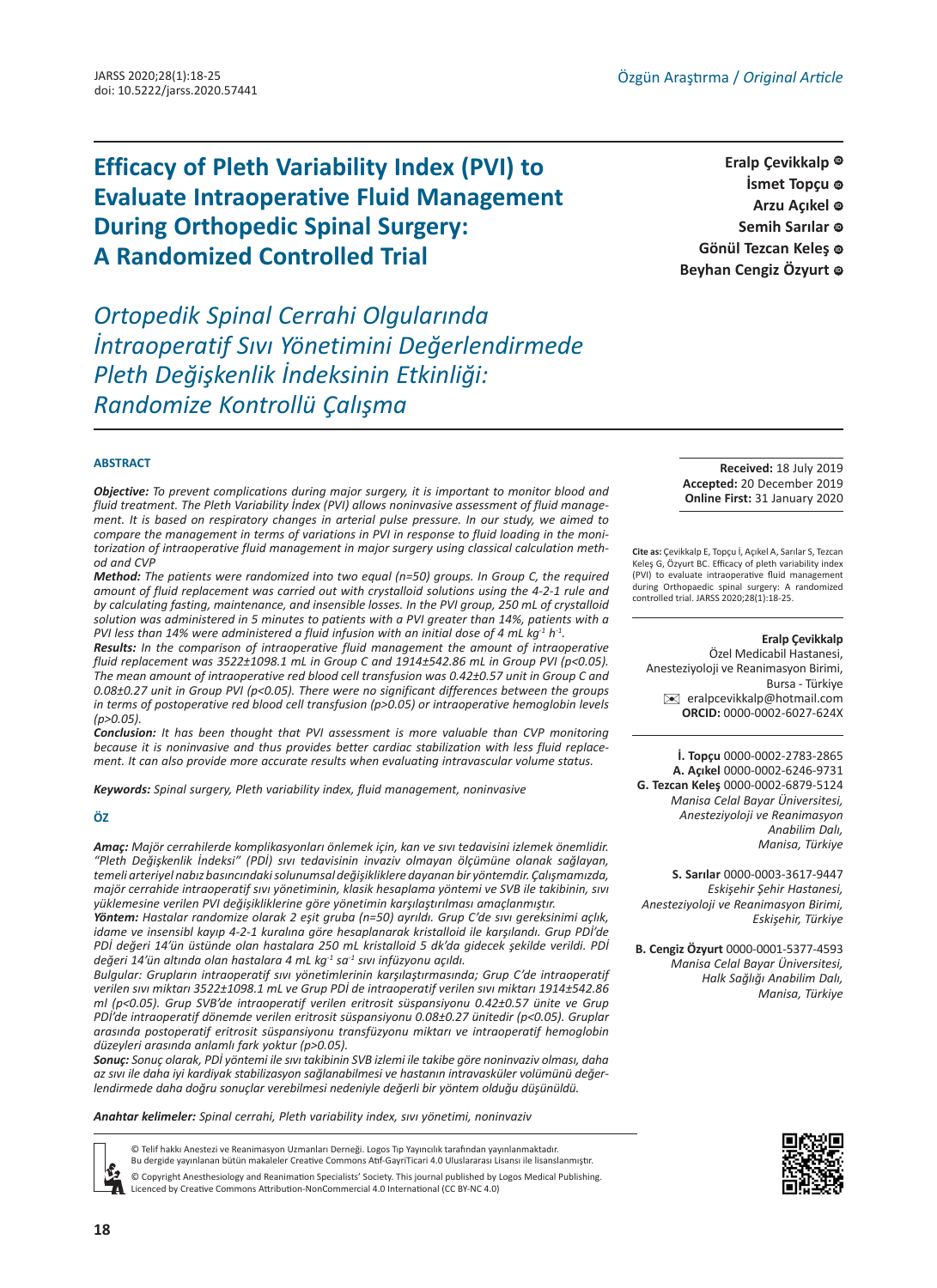Özgün Araştırma / *Original Article*

# Efficacy of Pleth Variability Index (PVI) to Evaluate Intraoperative Fluid Management During Orthopedic Spinal Surgery: A Randomized Controlled Trial

# *Ortopedik Spinal Cerrahi Olgularında İntraoperatif Sıvı Yönetimini Değerlendirmede Pleth Değişkenlik İndeksinin Etkinliği: Randomize Kontrollü Çalışma*

**Eralp Çevikkalp, İsmet Topçu, Arzu Açıkel, Semih Sarılar, Gönül Tezcan Keleş, Beyhan Cengiz Özyurt**

**Received:** 18 July 2019
**Accepted:** 20 December 2019
**Online First:** 31 January 2020

## ABSTRACT

***Objective:*** *To prevent complications during major surgery, it is important to monitor blood and fluid treatment. The Pleth Variability İndex (PVI) allows noninvasive assessment of fluid management. It is based on respiratory changes in arterial pulse pressure. In our study, we aimed to compare the management in terms of variations in PVI in response to fluid loading in the monitorization of intraoperative fluid management in major surgery using classical calculation method and CVP*

***Method:*** *The patients were randomized into two equal (n=50) groups. In Group C, the required amount of fluid replacement was carried out with crystalloid solutions using the 4-2-1 rule and by calculating fasting, maintenance, and insensible losses. In the PVI group, 250 mL of crystalloid solution was administered in 5 minutes to patients with a PVI greater than 14%, patients with a PVI less than 14% were administered a fluid infusion with an initial dose of 4 mL kg$^{-1}$ h$^{-1}$.*

***Results:*** *In the comparison of intraoperative fluid management the amount of intraoperative fluid replacement was 3522±1098.1 mL in Group C and 1914±542.86 mL in Group PVI (p<0.05). The mean amount of intraoperative red blood cell transfusion was 0.42±0.57 unit in Group C and 0.08±0.27 unit in Group PVI (p<0.05). There were no significant differences between the groups in terms of postoperative red blood cell transfusion (p>0.05) or intraoperative hemoglobin levels (p>0.05).*

***Conclusion:*** *It has been thought that PVI assessment is more valuable than CVP monitoring because it is noninvasive and thus provides better cardiac stabilization with less fluid replacement. It can also provide more accurate results when evaluating intravascular volume status.*

***Keywords:*** *Spinal surgery, Pleth variability index, fluid management, noninvasive*

## ÖZ

***Amaç:*** *Majör cerrahilerde komplikasyonları önlemek için, kan ve sıvı tedavisini izlemek önemlidir. "Pleth Değişkenlik İndeksi" (PDİ) sıvı tedavisinin invaziv olmayan ölçümüne olanak sağlayan, temeli arteriyel nabız basıncındaki solunumsal değişikliklere dayanan bir yöntemdir. Çalışmamızda, majör cerrahide intraoperatif sıvı yönetiminin, klasik hesaplama yöntemi ve SVB ile takibinin, sıvı yüklemesine verilen PVI değişikliklerine göre yönetimin karşılaştırılması amaçlanmıştır.*

***Yöntem:*** *Hastalar randomize olarak 2 eşit gruba (n=50) ayrıldı. Grup C'de sıvı gereksinimi açlık, idame ve insensibl kayıp 4-2-1 kuralına göre hesaplanarak kristalloid ile karşılandı. Grup PDİ'de PDİ değeri 14'ün üstünde olan hastalara 250 mL kristalloid 5 dk'da gidecek şekilde verildi. PDİ değeri 14'ün altında olan hastalara 4 mL kg$^{-1}$ sa$^{-1}$ sıvı infüzyonu açıldı.*

*Bulgular: Grupların intraoperatif sıvı yönetimlerinin karşılaştırmasında; Grup C'de intraoperatif verilen sıvı miktarı 3522±1098.1 mL ve Grup PDİ de intraoperatif verilen sıvı miktarı 1914±542.86 ml (p<0.05). Grup SVB'de intraoperatif verilen eritrosit süspansiyonu 0.42±0.57 ünite ve Grup PDİ'de intraoperatif dönemde verilen eritrosit süspansiyonu 0.08±0.27 ünitedir (p<0.05). Gruplar arasında postoperatif eritrosit süspansiyonu transfüzyonu miktarı ve intraoperatif hemoglobin düzeyleri arasında anlamlı fark yoktur (p>0.05).*

***Sonuç:*** *Sonuç olarak, PDİ yöntemi ile sıvı takibinin SVB izlemi ile takibe göre noninvaziv olması, daha az sıvı ile daha iyi kardiyak stabilizasyon sağlanabilmesi ve hastanın intravasküler volümünü değerlendirmede daha doğru sonuçlar verebilmesi nedeniyle değerli bir yöntem olduğu düşünüldü.*

***Anahtar kelimeler:*** *Spinal cerrahi, Pleth variability index, sıvı yönetimi, noninvaziv*

**Cite as:** Çevikkalp E, Topçu İ, Açıkel A, Sarılar S, Tezcan Keleş G, Özyurt BC. Efficacy of pleth variability index (PVI) to evaluate intraoperative fluid management during Orthopaedic spinal surgery: A randomized controlled trial. JARSS 2020;28(1):18-25.

**Eralp Çevikkalp**
Özel Medicabil Hastanesi, Anesteziyoloji ve Reanimasyon Birimi, Bursa - Türkiye
eralpcevikkalp@hotmail.com
**ORCID:** 0000-0002-6027-624X

**İ. Topçu** 0000-0002-2783-2865
**A. Açıkel** 0000-0002-6246-9731
**G. Tezcan Keleş** 0000-0002-6879-5124
*Manisa Celal Bayar Üniversitesi, Anesteziyoloji ve Reanimasyon Anabilim Dalı, Manisa, Türkiye*

**S. Sarılar** 0000-0003-3617-9447
*Eskişehir Şehir Hastanesi, Anesteziyoloji ve Reanimasyon Birimi, Eskişehir, Türkiye*

**B. Cengiz Özyurt** 0000-0001-5377-4593
*Manisa Celal Bayar Üniversitesi, Halk Sağlığı Anabilim Dalı, Manisa, Türkiye*

© Telif hakkı Anestezi ve Reanimasyon Uzmanları Derneği. Logos Tıp Yayıncılık tarafından yayınlanmaktadır.
Bu dergide yayınlanan bütün makaleler Creative Commons Atıf-GayriTicari 4.0 Uluslararası Lisansı ile lisanslanmıştır.
© Copyright Anesthesiology and Reanimation Specialists' Society. This journal published by Logos Medical Publishing.
Licenced by Creative Commons Attribution-NonCommercial 4.0 International (CC BY-NC 4.0)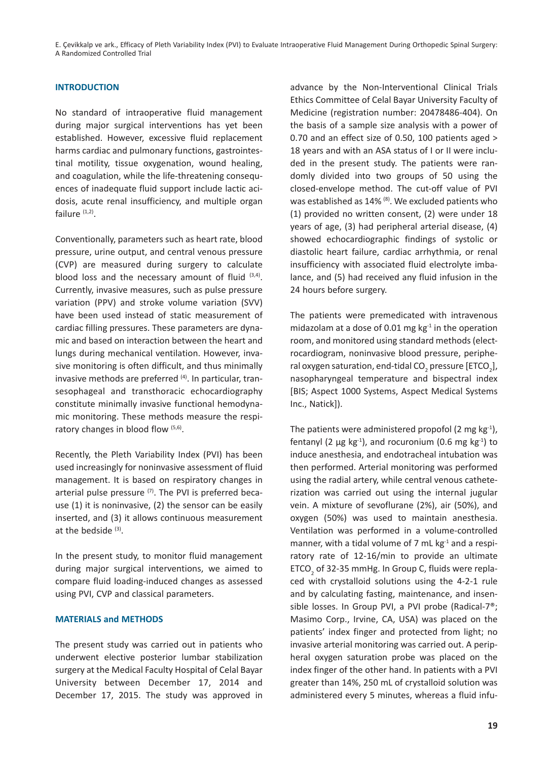## INTRODUCTION

No standard of intraoperative fluid management during major surgical interventions has yet been established. However, excessive fluid replacement harms cardiac and pulmonary functions, gastrointestinal motility, tissue oxygenation, wound healing, and coagulation, while the life-threatening consequences of inadequate fluid support include lactic acidosis, acute renal insufficiency, and multiple organ failure [1,2].

Conventionally, parameters such as heart rate, blood pressure, urine output, and central venous pressure (CVP) are measured during surgery to calculate blood loss and the necessary amount of fluid [3,4]. Currently, invasive measures, such as pulse pressure variation (PPV) and stroke volume variation (SVV) have been used instead of static measurement of cardiac filling pressures. These parameters are dynamic and based on interaction between the heart and lungs during mechanical ventilation. However, invasive monitoring is often difficult, and thus minimally invasive methods are preferred [4]. In particular, transesophageal and transthoracic echocardiography constitute minimally invasive functional hemodynamic monitoring. These methods measure the respiratory changes in blood flow [5,6].

Recently, the Pleth Variability Index (PVI) has been used increasingly for noninvasive assessment of fluid management. It is based on respiratory changes in arterial pulse pressure [7]. The PVI is preferred because (1) it is noninvasive, (2) the sensor can be easily inserted, and (3) it allows continuous measurement at the bedside [3].

In the present study, to monitor fluid management during major surgical interventions, we aimed to compare fluid loading-induced changes as assessed using PVI, CVP and classical parameters.

## MATERIALS and METHODS

The present study was carried out in patients who underwent elective posterior lumbar stabilization surgery at the Medical Faculty Hospital of Celal Bayar University between December 17, 2014 and December 17, 2015. The study was approved in advance by the Non-Interventional Clinical Trials Ethics Committee of Celal Bayar University Faculty of Medicine (registration number: 20478486-404). On the basis of a sample size analysis with a power of 0.70 and an effect size of 0.50, 100 patients aged > 18 years and with an ASA status of I or II were included in the present study. The patients were randomly divided into two groups of 50 using the closed-envelope method. The cut-off value of PVI was established as 14% [8]. We excluded patients who (1) provided no written consent, (2) were under 18 years of age, (3) had peripheral arterial disease, (4) showed echocardiographic findings of systolic or diastolic heart failure, cardiac arrhythmia, or renal insufficiency with associated fluid electrolyte imbalance, and (5) had received any fluid infusion in the 24 hours before surgery.

The patients were premedicated with intravenous midazolam at a dose of 0.01 mg $kg^{-1}$ in the operation room, and monitored using standard methods (electrocardiogram, noninvasive blood pressure, peripheral oxygen saturation, end-tidal $CO_2$ pressure [$ETCO_2$], nasopharyngeal temperature and bispectral index [BIS; Aspect 1000 Systems, Aspect Medical Systems Inc., Natick]).

The patients were administered propofol (2 mg $kg^{-1}$), fentanyl (2 µg $kg^{-1}$), and rocuronium (0.6 mg $kg^{-1}$) to induce anesthesia, and endotracheal intubation was then performed. Arterial monitoring was performed using the radial artery, while central venous catheterization was carried out using the internal jugular vein. A mixture of sevoflurane (2%), air (50%), and oxygen (50%) was used to maintain anesthesia. Ventilation was performed in a volume-controlled manner, with a tidal volume of 7 mL $kg^{-1}$ and a respiratory rate of 12-16/min to provide an ultimate $ETCO_2$ of 32-35 mmHg. In Group C, fluids were replaced with crystalloid solutions using the 4-2-1 rule and by calculating fasting, maintenance, and insensible losses. In Group PVI, a PVI probe (Radical-7®; Masimo Corp., Irvine, CA, USA) was placed on the patients' index finger and protected from light; no invasive arterial monitoring was carried out. A peripheral oxygen saturation probe was placed on the index finger of the other hand. In patients with a PVI greater than 14%, 250 mL of crystalloid solution was administered every 5 minutes, whereas a fluid infu-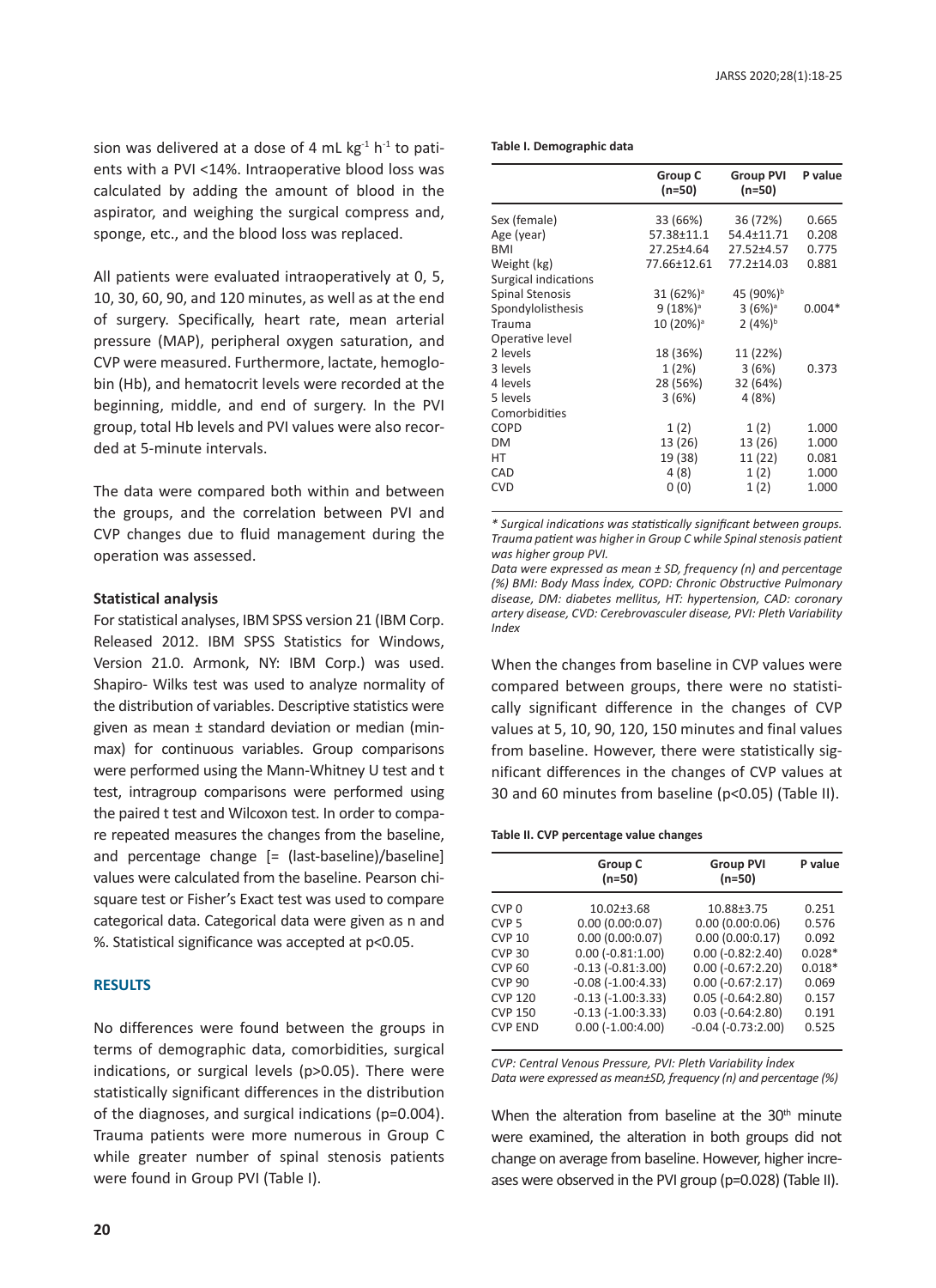sion was delivered at a dose of 4 mL kg$^{-1}$ h$^{-1}$ to patients with a PVI <14%. Intraoperative blood loss was calculated by adding the amount of blood in the aspirator, and weighing the surgical compress and, sponge, etc., and the blood loss was replaced.

All patients were evaluated intraoperatively at 0, 5, 10, 30, 60, 90, and 120 minutes, as well as at the end of surgery. Specifically, heart rate, mean arterial pressure (MAP), peripheral oxygen saturation, and CVP were measured. Furthermore, lactate, hemoglobin (Hb), and hematocrit levels were recorded at the beginning, middle, and end of surgery. In the PVI group, total Hb levels and PVI values were also recorded at 5-minute intervals.

The data were compared both within and between the groups, and the correlation between PVI and CVP changes due to fluid management during the operation was assessed.

### Statistical analysis

For statistical analyses, IBM SPSS version 21 (IBM Corp. Released 2012. IBM SPSS Statistics for Windows, Version 21.0. Armonk, NY: IBM Corp.) was used. Shapiro- Wilks test was used to analyze normality of the distribution of variables. Descriptive statistics were given as mean ± standard deviation or median (min-max) for continuous variables. Group comparisons were performed using the Mann-Whitney U test and t test, intragroup comparisons were performed using the paired t test and Wilcoxon test. In order to compare repeated measures the changes from the baseline, and percentage change [= (last-baseline)/baseline] values were calculated from the baseline. Pearson chi-square test or Fisher's Exact test was used to compare categorical data. Categorical data were given as n and %. Statistical significance was accepted at p<0.05.

## RESULTS

No differences were found between the groups in terms of demographic data, comorbidities, surgical indications, or surgical levels (p>0.05). There were statistically significant differences in the distribution of the diagnoses, and surgical indications (p=0.004). Trauma patients were more numerous in Group C while greater number of spinal stenosis patients were found in Group PVI (Table I).

**Table I. Demographic data**

| | Group C (n=50) | Group PVI (n=50) | P value |
|---|---|---|---|
| Sex (female) | 33 (66%) | 36 (72%) | 0.665 |
| Age (year) | 57.38±11.1 | 54.4±11.71 | 0.208 |
| BMI | 27.25±4.64 | 27.52±4.57 | 0.775 |
| Weight (kg) | 77.66±12.61 | 77.2±14.03 | 0.881 |
| Surgical indications | | | |
| Spinal Stenosis | 31 (62%)[a] | 45 (90%)[b] | |
| Spondylolisthesis | 9 (18%)[a] | 3 (6%)[a] | 0.004* |
| Trauma | 10 (20%)[a] | 2 (4%)[b] | |
| Operative level | | | |
| 2 levels | 18 (36%) | 11 (22%) | |
| 3 levels | 1 (2%) | 3 (6%) | 0.373 |
| 4 levels | 28 (56%) | 32 (64%) | |
| 5 levels | 3 (6%) | 4 (8%) | |
| Comorbidities | | | |
| COPD | 1 (2) | 1 (2) | 1.000 |
| DM | 13 (26) | 13 (26) | 1.000 |
| HT | 19 (38) | 11 (22) | 0.081 |
| CAD | 4 (8) | 1 (2) | 1.000 |
| CVD | 0 (0) | 1 (2) | 1.000 |

*\* Surgical indications was statistically significant between groups. Trauma patient was higher in Group C while Spinal stenosis patient was higher group PVI.*

*Data were expressed as mean ± SD, frequency (n) and percentage (%) BMI: Body Mass İndex, COPD: Chronic Obstructive Pulmonary disease, DM: diabetes mellitus, HT: hypertension, CAD: coronary artery disease, CVD: Cerebrovasculer disease, PVI: Pleth Variability Index*

When the changes from baseline in CVP values were compared between groups, there were no statistically significant difference in the changes of CVP values at 5, 10, 90, 120, 150 minutes and final values from baseline. However, there were statistically significant differences in the changes of CVP values at 30 and 60 minutes from baseline (p<0.05) (Table II).

**Table II. CVP percentage value changes**

| | Group C (n=50) | Group PVI (n=50) | P value |
|---|---|---|---|
| CVP 0 | 10.02±3.68 | 10.88±3.75 | 0.251 |
| CVP 5 | 0.00 (0.00:0.07) | 0.00 (0.00:0.06) | 0.576 |
| CVP 10 | 0.00 (0.00:0.07) | 0.00 (0.00:0.17) | 0.092 |
| CVP 30 | 0.00 (-0.81:1.00) | 0.00 (-0.82:2.40) | 0.028* |
| CVP 60 | -0.13 (-0.81:3.00) | 0.00 (-0.67:2.20) | 0.018* |
| CVP 90 | -0.08 (-1.00:4.33) | 0.00 (-0.67:2.17) | 0.069 |
| CVP 120 | -0.13 (-1.00:3.33) | 0.05 (-0.64:2.80) | 0.157 |
| CVP 150 | -0.13 (-1.00:3.33) | 0.03 (-0.64:2.80) | 0.191 |
| CVP END | 0.00 (-1.00:4.00) | -0.04 (-0.73:2.00) | 0.525 |

*CVP: Central Venous Pressure, PVI: Pleth Variability İndex*
*Data were expressed as mean±SD, frequency (n) and percentage (%)*

When the alteration from baseline at the 30th minute were examined, the alteration in both groups did not change on average from baseline. However, higher increases were observed in the PVI group (p=0.028) (Table II).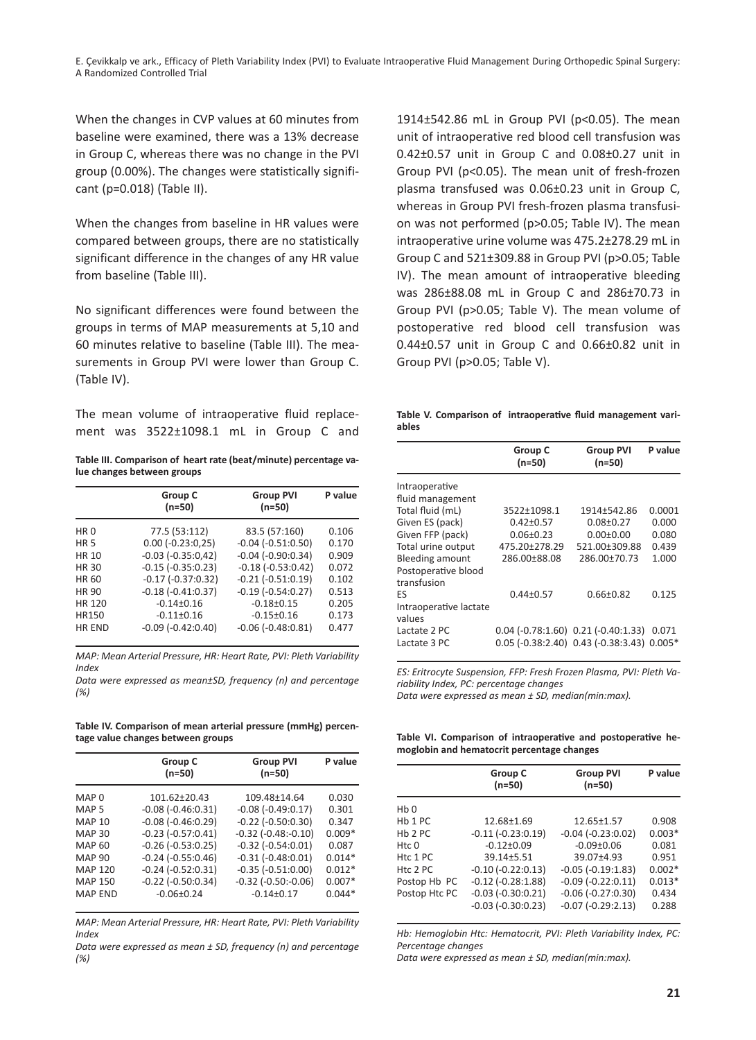When the changes in CVP values at 60 minutes from baseline were examined, there was a 13% decrease in Group C, whereas there was no change in the PVI group (0.00%). The changes were statistically significant (p=0.018) (Table II).

When the changes from baseline in HR values were compared between groups, there are no statistically significant difference in the changes of any HR value from baseline (Table III).

No significant differences were found between the groups in terms of MAP measurements at 5,10 and 60 minutes relative to baseline (Table III). The measurements in Group PVI were lower than Group C. (Table IV).

The mean volume of intraoperative fluid replacement was 3522±1098.1 mL in Group C and 1914±542.86 mL in Group PVI (p<0.05). The mean unit of intraoperative red blood cell transfusion was 0.42±0.57 unit in Group C and 0.08±0.27 unit in Group PVI (p<0.05). The mean unit of fresh-frozen plasma transfused was 0.06±0.23 unit in Group C, whereas in Group PVI fresh-frozen plasma transfusion was not performed (p>0.05; Table IV). The mean intraoperative urine volume was 475.2±278.29 mL in Group C and 521±309.88 in Group PVI (p>0.05; Table IV). The mean amount of intraoperative bleeding was 286±88.08 mL in Group C and 286±70.73 in Group PVI (p>0.05; Table V). The mean volume of postoperative red blood cell transfusion was 0.44±0.57 unit in Group C and 0.66±0.82 unit in Group PVI (p>0.05; Table V).

**Table III. Comparison of heart rate (beat/minute) percentage value changes between groups**

| | Group C (n=50) | Group PVI (n=50) | P value |
|---|---|---|---|
| HR 0 | 77.5 (53:112) | 83.5 (57:160) | 0.106 |
| HR 5 | 0.00 (-0.23:0,25) | -0.04 (-0.51:0.50) | 0.170 |
| HR 10 | -0.03 (-0.35:0,42) | -0.04 (-0.90:0.34) | 0.909 |
| HR 30 | -0.15 (-0.35:0.23) | -0.18 (-0.53:0.42) | 0.072 |
| HR 60 | -0.17 (-0.37:0.32) | -0.21 (-0.51:0.19) | 0.102 |
| HR 90 | -0.18 (-0.41:0.37) | -0.19 (-0.54:0.27) | 0.513 |
| HR 120 | -0.14±0.16 | -0.18±0.15 | 0.205 |
| HR150 | -0.11±0.16 | -0.15±0.16 | 0.173 |
| HR END | -0.09 (-0.42:0.40) | -0.06 (-0.48:0.81) | 0.477 |

*MAP: Mean Arterial Pressure, HR: Heart Rate, PVI: Pleth Variability Index*

*Data were expressed as mean±SD, frequency (n) and percentage (%)*

**Table IV. Comparison of mean arterial pressure (mmHg) percentage value changes between groups**

| | Group C (n=50) | Group PVI (n=50) | P value |
|---|---|---|---|
| MAP 0 | 101.62±20.43 | 109.48±14.64 | 0.030 |
| MAP 5 | -0.08 (-0.46:0.31) | -0.08 (-0.49:0.17) | 0.301 |
| MAP 10 | -0.08 (-0.46:0.29) | -0.22 (-0.50:0.30) | 0.347 |
| MAP 30 | -0.23 (-0.57:0.41) | -0.32 (-0.48:-0.10) | 0.009* |
| MAP 60 | -0.26 (-0.53:0.25) | -0.32 (-0.54:0.01) | 0.087 |
| MAP 90 | -0.24 (-0.55:0.46) | -0.31 (-0.48:0.01) | 0.014* |
| MAP 120 | -0.24 (-0.52:0.31) | -0.35 (-0.51:0.00) | 0.012* |
| MAP 150 | -0.22 (-0.50:0.34) | -0.32 (-0.50:-0.06) | 0.007* |
| MAP END | -0.06±0.24 | -0.14±0.17 | 0.044* |

*MAP: Mean Arterial Pressure, HR: Heart Rate, PVI: Pleth Variability Index*

*Data were expressed as mean ± SD, frequency (n) and percentage (%)*

**Table V. Comparison of intraoperative fluid management variables**

| | Group C (n=50) | Group PVI (n=50) | P value |
|---|---|---|---|
| Intraoperative fluid management | | | |
| Total fluid (mL) | 3522±1098.1 | 1914±542.86 | 0.0001 |
| Given ES (pack) | 0.42±0.57 | 0.08±0.27 | 0.000 |
| Given FFP (pack) | 0.06±0.23 | 0.00±0.00 | 0.080 |
| Total urine output | 475.20±278.29 | 521.00±309.88 | 0.439 |
| Bleeding amount | 286.00±88.08 | 286.00±70.73 | 1.000 |
| Postoperative blood transfusion | | | |
| ES | 0.44±0.57 | 0.66±0.82 | 0.125 |
| Intraoperative lactate values | | | |
| Lactate 2 PC | 0.04 (-0.78:1.60) | 0.21 (-0.40:1.33) | 0.071 |
| Lactate 3 PC | 0.05 (-0.38:2.40) | 0.43 (-0.38:3.43) | 0.005* |

*ES: Eritrocyte Suspension, FFP: Fresh Frozen Plasma, PVI: Pleth Variability Index, PC: percentage changes*

*Data were expressed as mean ± SD, median(min:max).*

**Table VI. Comparison of intraoperative and postoperative hemoglobin and hematocrit percentage changes**

| | Group C (n=50) | Group PVI (n=50) | P value |
|---|---|---|---|
| Hb 0 | | | |
| Hb 1 PC | 12.68±1.69 | 12.65±1.57 | 0.908 |
| Hb 2 PC | -0.11 (-0.23:0.19) | -0.04 (-0.23:0.02) | 0.003* |
| Htc 0 | -0.12±0.09 | -0.09±0.06 | 0.081 |
| Htc 1 PC | 39.14±5.51 | 39.07±4.93 | 0.951 |
| Htc 2 PC | -0.10 (-0.22:0.13) | -0.05 (-0.19:1.83) | 0.002* |
| Postop Hb PC | -0.12 (-0.28:1.88) | -0.09 (-0.22:0.11) | 0.013* |
| Postop Htc PC | -0.03 (-0.30:0.21) | -0.06 (-0.27:0.30) | 0.434 |
| | -0.03 (-0.30:0.23) | -0.07 (-0.29:2.13) | 0.288 |

*Hb: Hemoglobin Htc: Hematocrit, PVI: Pleth Variability Index, PC: Percentage changes*

*Data were expressed as mean ± SD, median(min:max).*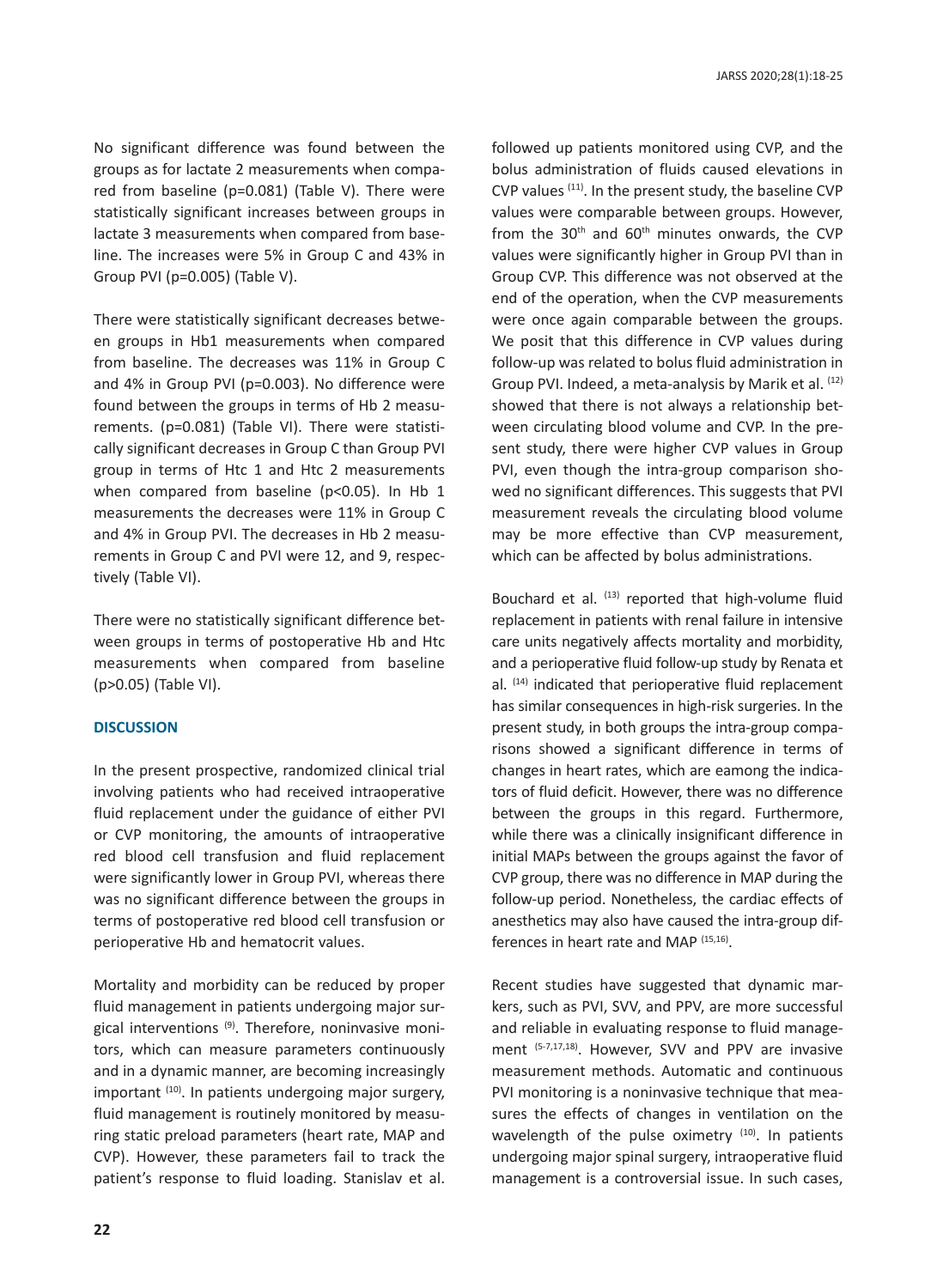No significant difference was found between the groups as for lactate 2 measurements when compared from baseline (p=0.081) (Table V). There were statistically significant increases between groups in lactate 3 measurements when compared from baseline. The increases were 5% in Group C and 43% in Group PVI (p=0.005) (Table V).

There were statistically significant decreases between groups in Hb1 measurements when compared from baseline. The decreases was 11% in Group C and 4% in Group PVI (p=0.003). No difference were found between the groups in terms of Hb 2 measurements. (p=0.081) (Table VI). There were statistically significant decreases in Group C than Group PVI group in terms of Htc 1 and Htc 2 measurements when compared from baseline (p<0.05). In Hb 1 measurements the decreases were 11% in Group C and 4% in Group PVI. The decreases in Hb 2 measurements in Group C and PVI were 12, and 9, respectively (Table VI).

There were no statistically significant difference between groups in terms of postoperative Hb and Htc measurements when compared from baseline (p>0.05) (Table VI).

## DISCUSSION

In the present prospective, randomized clinical trial involving patients who had received intraoperative fluid replacement under the guidance of either PVI or CVP monitoring, the amounts of intraoperative red blood cell transfusion and fluid replacement were significantly lower in Group PVI, whereas there was no significant difference between the groups in terms of postoperative red blood cell transfusion or perioperative Hb and hematocrit values.

Mortality and morbidity can be reduced by proper fluid management in patients undergoing major surgical interventions [9]. Therefore, noninvasive monitors, which can measure parameters continuously and in a dynamic manner, are becoming increasingly important [10]. In patients undergoing major surgery, fluid management is routinely monitored by measuring static preload parameters (heart rate, MAP and CVP). However, these parameters fail to track the patient's response to fluid loading. Stanislav et al. followed up patients monitored using CVP, and the bolus administration of fluids caused elevations in CVP values [11]. In the present study, the baseline CVP values were comparable between groups. However, from the 30th and 60th minutes onwards, the CVP values were significantly higher in Group PVI than in Group CVP. This difference was not observed at the end of the operation, when the CVP measurements were once again comparable between the groups. We posit that this difference in CVP values during follow-up was related to bolus fluid administration in Group PVI. Indeed, a meta-analysis by Marik et al. [12] showed that there is not always a relationship between circulating blood volume and CVP. In the present study, there were higher CVP values in Group PVI, even though the intra-group comparison showed no significant differences. This suggests that PVI measurement reveals the circulating blood volume may be more effective than CVP measurement, which can be affected by bolus administrations.

Bouchard et al. [13] reported that high-volume fluid replacement in patients with renal failure in intensive care units negatively affects mortality and morbidity, and a perioperative fluid follow-up study by Renata et al. [14] indicated that perioperative fluid replacement has similar consequences in high-risk surgeries. In the present study, in both groups the intra-group comparisons showed a significant difference in terms of changes in heart rates, which are eamong the indicators of fluid deficit. However, there was no difference between the groups in this regard. Furthermore, while there was a clinically insignificant difference in initial MAPs between the groups against the favor of CVP group, there was no difference in MAP during the follow-up period. Nonetheless, the cardiac effects of anesthetics may also have caused the intra-group differences in heart rate and MAP [15,16].

Recent studies have suggested that dynamic markers, such as PVI, SVV, and PPV, are more successful and reliable in evaluating response to fluid management [5-7,17,18]. However, SVV and PPV are invasive measurement methods. Automatic and continuous PVI monitoring is a noninvasive technique that measures the effects of changes in ventilation on the wavelength of the pulse oximetry [10]. In patients undergoing major spinal surgery, intraoperative fluid management is a controversial issue. In such cases,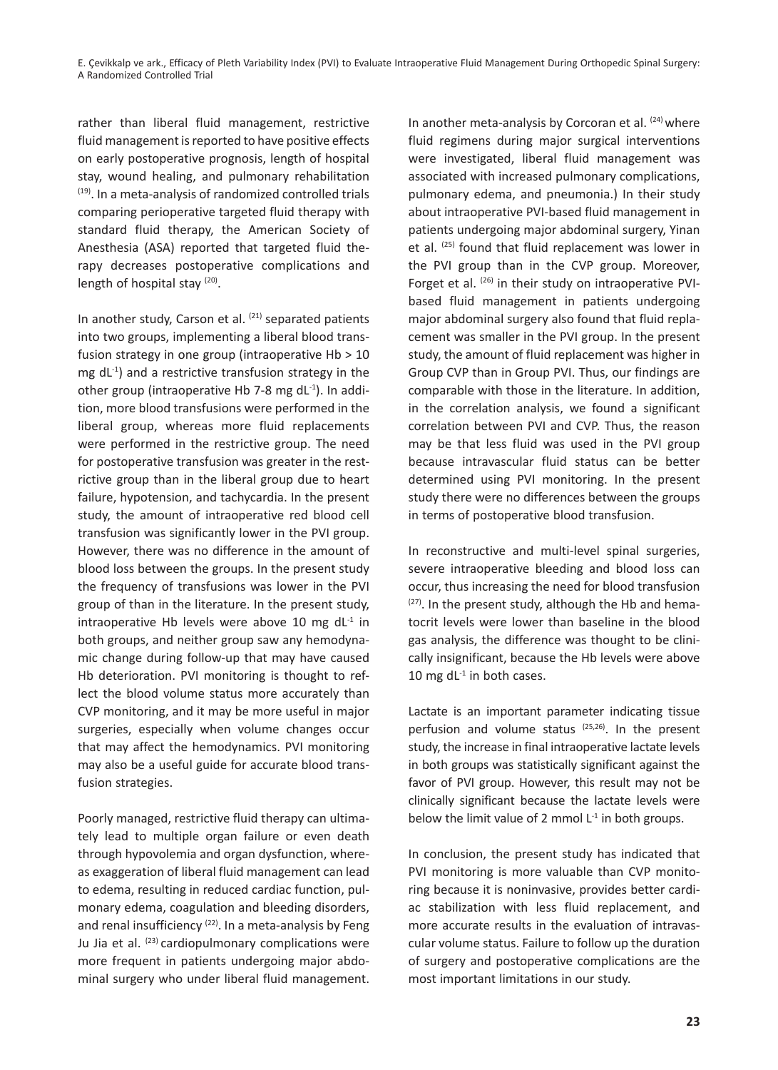rather than liberal fluid management, restrictive fluid management is reported to have positive effects on early postoperative prognosis, length of hospital stay, wound healing, and pulmonary rehabilitation [19]. In a meta-analysis of randomized controlled trials comparing perioperative targeted fluid therapy with standard fluid therapy, the American Society of Anesthesia (ASA) reported that targeted fluid therapy decreases postoperative complications and length of hospital stay [20].

In another study, Carson et al. [21] separated patients into two groups, implementing a liberal blood transfusion strategy in one group (intraoperative Hb > 10 mg $dL^{-1}$) and a restrictive transfusion strategy in the other group (intraoperative Hb 7-8 mg $dL^{-1}$). In addition, more blood transfusions were performed in the liberal group, whereas more fluid replacements were performed in the restrictive group. The need for postoperative transfusion was greater in the restrictive group than in the liberal group due to heart failure, hypotension, and tachycardia. In the present study, the amount of intraoperative red blood cell transfusion was significantly lower in the PVI group. However, there was no difference in the amount of blood loss between the groups. In the present study the frequency of transfusions was lower in the PVI group of than in the literature. In the present study, intraoperative Hb levels were above 10 mg $dL^{-1}$ in both groups, and neither group saw any hemodynamic change during follow-up that may have caused Hb deterioration. PVI monitoring is thought to reflect the blood volume status more accurately than CVP monitoring, and it may be more useful in major surgeries, especially when volume changes occur that may affect the hemodynamics. PVI monitoring may also be a useful guide for accurate blood transfusion strategies.

Poorly managed, restrictive fluid therapy can ultimately lead to multiple organ failure or even death through hypovolemia and organ dysfunction, whereas exaggeration of liberal fluid management can lead to edema, resulting in reduced cardiac function, pulmonary edema, coagulation and bleeding disorders, and renal insufficiency [22]. In a meta-analysis by Feng Ju Jia et al. [23] cardiopulmonary complications were more frequent in patients undergoing major abdominal surgery who under liberal fluid management. In another meta-analysis by Corcoran et al. [24] where fluid regimens during major surgical interventions were investigated, liberal fluid management was associated with increased pulmonary complications, pulmonary edema, and pneumonia.) In their study about intraoperative PVI-based fluid management in patients undergoing major abdominal surgery, Yinan et al. [25] found that fluid replacement was lower in the PVI group than in the CVP group. Moreover, Forget et al. [26] in their study on intraoperative PVI-based fluid management in patients undergoing major abdominal surgery also found that fluid replacement was smaller in the PVI group. In the present study, the amount of fluid replacement was higher in Group CVP than in Group PVI. Thus, our findings are comparable with those in the literature. In addition, in the correlation analysis, we found a significant correlation between PVI and CVP. Thus, the reason may be that less fluid was used in the PVI group because intravascular fluid status can be better determined using PVI monitoring. In the present study there were no differences between the groups in terms of postoperative blood transfusion.

In reconstructive and multi-level spinal surgeries, severe intraoperative bleeding and blood loss can occur, thus increasing the need for blood transfusion [27]. In the present study, although the Hb and hematocrit levels were lower than baseline in the blood gas analysis, the difference was thought to be clinically insignificant, because the Hb levels were above 10 mg $dL^{-1}$ in both cases.

Lactate is an important parameter indicating tissue perfusion and volume status [25,26]. In the present study, the increase in final intraoperative lactate levels in both groups was statistically significant against the favor of PVI group. However, this result may not be clinically significant because the lactate levels were below the limit value of 2 mmol $L^{-1}$ in both groups.

In conclusion, the present study has indicated that PVI monitoring is more valuable than CVP monitoring because it is noninvasive, provides better cardiac stabilization with less fluid replacement, and more accurate results in the evaluation of intravascular volume status. Failure to follow up the duration of surgery and postoperative complications are the most important limitations in our study.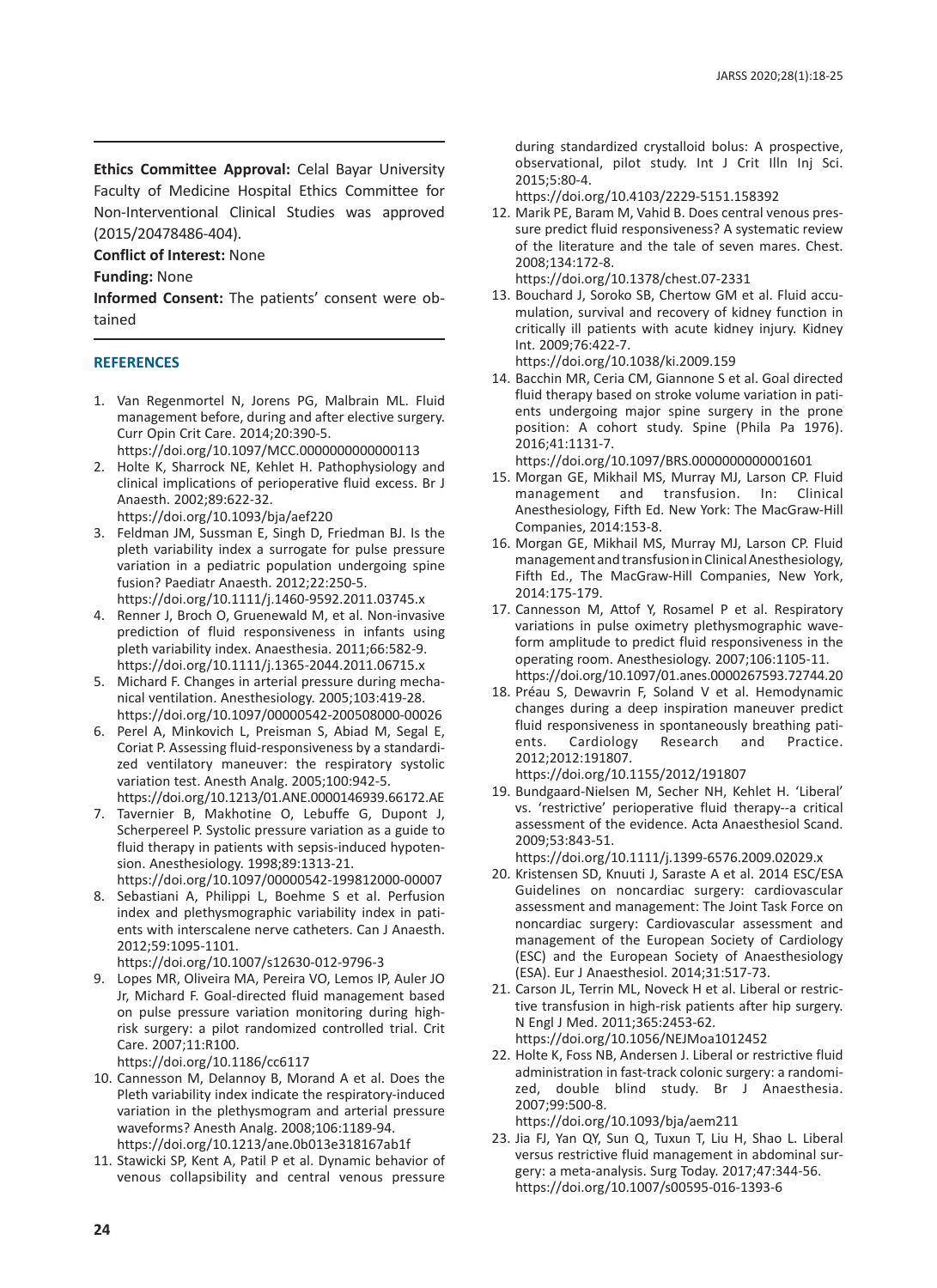**Ethics Committee Approval:** Celal Bayar University Faculty of Medicine Hospital Ethics Committee for Non-Interventional Clinical Studies was approved (2015/20478486-404).

**Conflict of Interest:** None

**Funding:** None

**Informed Consent:** The patients' consent were obtained

## REFERENCES

1. Van Regenmortel N, Jorens PG, Malbrain ML. Fluid management before, during and after elective surgery. Curr Opin Crit Care. 2014;20:390-5. https://doi.org/10.1097/MCC.0000000000000113
2. Holte K, Sharrock NE, Kehlet H. Pathophysiology and clinical implications of perioperative fluid excess. Br J Anaesth. 2002;89:622-32. https://doi.org/10.1093/bja/aef220
3. Feldman JM, Sussman E, Singh D, Friedman BJ. Is the pleth variability index a surrogate for pulse pressure variation in a pediatric population undergoing spine fusion? Paediatr Anaesth. 2012;22:250-5. https://doi.org/10.1111/j.1460-9592.2011.03745.x
4. Renner J, Broch O, Gruenewald M, et al. Non-invasive prediction of fluid responsiveness in infants using pleth variability index. Anaesthesia. 2011;66:582-9. https://doi.org/10.1111/j.1365-2044.2011.06715.x
5. Michard F. Changes in arterial pressure during mechanical ventilation. Anesthesiology. 2005;103:419-28. https://doi.org/10.1097/00000542-200508000-00026
6. Perel A, Minkovich L, Preisman S, Abiad M, Segal E, Coriat P. Assessing fluid-responsiveness by a standardized ventilatory maneuver: the respiratory systolic variation test. Anesth Analg. 2005;100:942-5. https://doi.org/10.1213/01.ANE.0000146939.66172.AE
7. Tavernier B, Makhotine O, Lebuffe G, Dupont J, Scherpereel P. Systolic pressure variation as a guide to fluid therapy in patients with sepsis-induced hypotension. Anesthesiology. 1998;89:1313-21. https://doi.org/10.1097/00000542-199812000-00007
8. Sebastiani A, Philippi L, Boehme S et al. Perfusion index and plethysmographic variability index in patients with interscalene nerve catheters. Can J Anaesth. 2012;59:1095-1101. https://doi.org/10.1007/s12630-012-9796-3
9. Lopes MR, Oliveira MA, Pereira VO, Lemos IP, Auler JO Jr, Michard F. Goal-directed fluid management based on pulse pressure variation monitoring during high-risk surgery: a pilot randomized controlled trial. Crit Care. 2007;11:R100. https://doi.org/10.1186/cc6117
10. Cannesson M, Delannoy B, Morand A et al. Does the Pleth variability index indicate the respiratory-induced variation in the plethysmogram and arterial pressure waveforms? Anesth Analg. 2008;106:1189-94. https://doi.org/10.1213/ane.0b013e318167ab1f
11. Stawicki SP, Kent A, Patil P et al. Dynamic behavior of venous collapsibility and central venous pressure during standardized crystalloid bolus: A prospective, observational, pilot study. Int J Crit Illn Inj Sci. 2015;5:80-4. https://doi.org/10.4103/2229-5151.158392
12. Marik PE, Baram M, Vahid B. Does central venous pressure predict fluid responsiveness? A systematic review of the literature and the tale of seven mares. Chest. 2008;134:172-8. https://doi.org/10.1378/chest.07-2331
13. Bouchard J, Soroko SB, Chertow GM et al. Fluid accumulation, survival and recovery of kidney function in critically ill patients with acute kidney injury. Kidney Int. 2009;76:422-7. https://doi.org/10.1038/ki.2009.159
14. Bacchin MR, Ceria CM, Giannone S et al. Goal directed fluid therapy based on stroke volume variation in patients undergoing major spine surgery in the prone position: A cohort study. Spine (Phila Pa 1976). 2016;41:1131-7. https://doi.org/10.1097/BRS.0000000000001601
15. Morgan GE, Mikhail MS, Murray MJ, Larson CP. Fluid management and transfusion. In: Clinical Anesthesiology, Fifth Ed. New York: The MacGraw-Hill Companies, 2014:153-8.
16. Morgan GE, Mikhail MS, Murray MJ, Larson CP. Fluid management and transfusion in Clinical Anesthesiology, Fifth Ed., The MacGraw-Hill Companies, New York, 2014:175-179.
17. Cannesson M, Attof Y, Rosamel P et al. Respiratory variations in pulse oximetry plethysmographic waveform amplitude to predict fluid responsiveness in the operating room. Anesthesiology. 2007;106:1105-11. https://doi.org/10.1097/01.anes.0000267593.72744.20
18. Préau S, Dewavrin F, Soland V et al. Hemodynamic changes during a deep inspiration maneuver predict fluid responsiveness in spontaneously breathing patients. Cardiology Research and Practice. 2012;2012:191807. https://doi.org/10.1155/2012/191807
19. Bundgaard-Nielsen M, Secher NH, Kehlet H. 'Liberal' vs. 'restrictive' perioperative fluid therapy--a critical assessment of the evidence. Acta Anaesthesiol Scand. 2009;53:843-51. https://doi.org/10.1111/j.1399-6576.2009.02029.x
20. Kristensen SD, Knuuti J, Saraste A et al. 2014 ESC/ESA Guidelines on noncardiac surgery: cardiovascular assessment and management: The Joint Task Force on noncardiac surgery: Cardiovascular assessment and management of the European Society of Cardiology (ESC) and the European Society of Anaesthesiology (ESA). Eur J Anaesthesiol. 2014;31:517-73.
21. Carson JL, Terrin ML, Noveck H et al. Liberal or restrictive transfusion in high-risk patients after hip surgery. N Engl J Med. 2011;365:2453-62. https://doi.org/10.1056/NEJMoa1012452
22. Holte K, Foss NB, Andersen J. Liberal or restrictive fluid administration in fast-track colonic surgery: a randomized, double blind study. Br J Anaesthesia. 2007;99:500-8. https://doi.org/10.1093/bja/aem211
23. Jia FJ, Yan QY, Sun Q, Tuxun T, Liu H, Shao L. Liberal versus restrictive fluid management in abdominal surgery: a meta-analysis. Surg Today. 2017;47:344-56. https://doi.org/10.1007/s00595-016-1393-6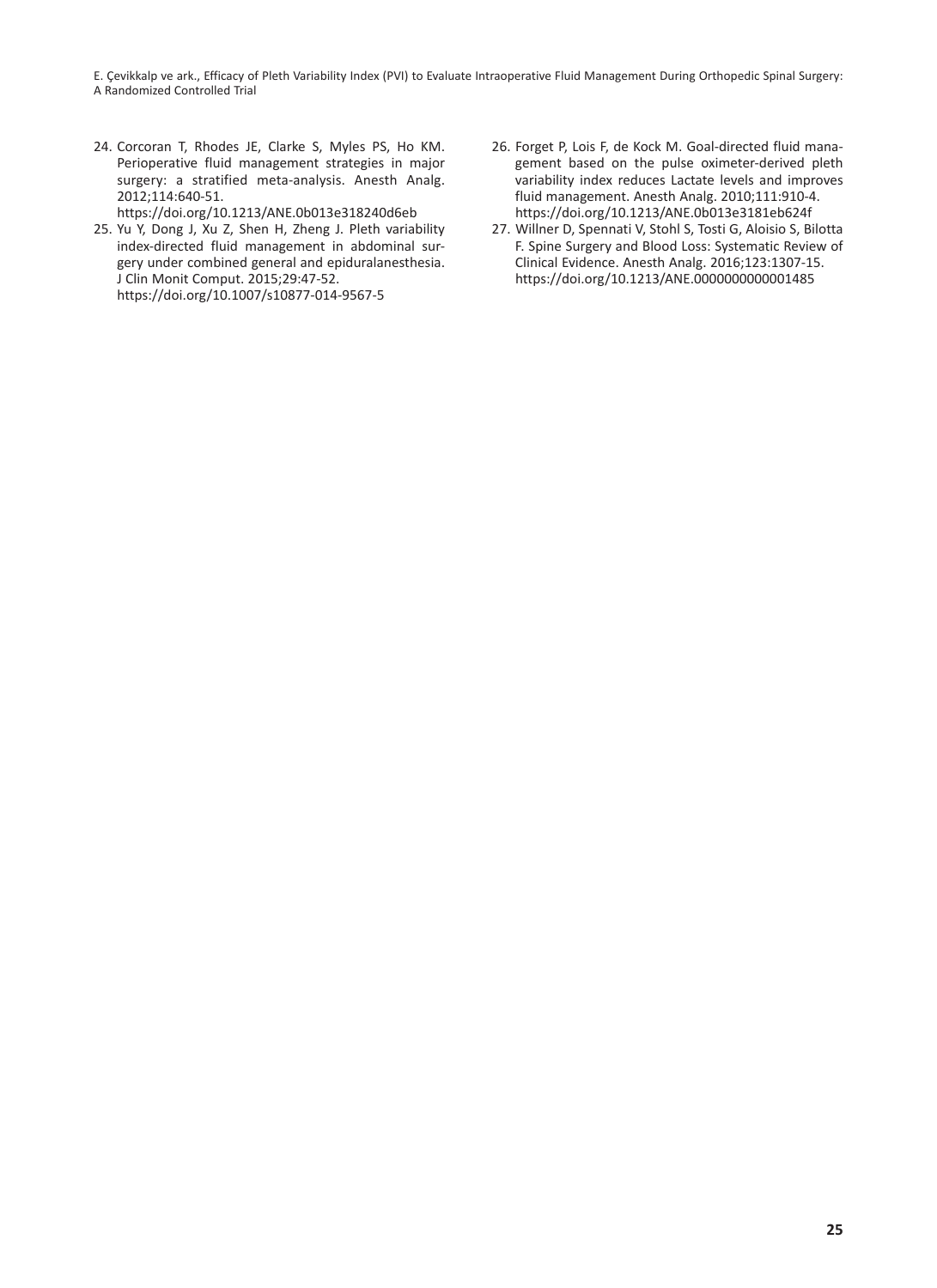24. Corcoran T, Rhodes JE, Clarke S, Myles PS, Ho KM. Perioperative fluid management strategies in major surgery: a stratified meta-analysis. Anesth Analg. 2012;114:640-51. https://doi.org/10.1213/ANE.0b013e318240d6eb
25. Yu Y, Dong J, Xu Z, Shen H, Zheng J. Pleth variability index-directed fluid management in abdominal surgery under combined general and epiduralanesthesia. J Clin Monit Comput. 2015;29:47-52. https://doi.org/10.1007/s10877-014-9567-5
26. Forget P, Lois F, de Kock M. Goal-directed fluid management based on the pulse oximeter-derived pleth variability index reduces Lactate levels and improves fluid management. Anesth Analg. 2010;111:910-4. https://doi.org/10.1213/ANE.0b013e3181eb624f
27. Willner D, Spennati V, Stohl S, Tosti G, Aloisio S, Bilotta F. Spine Surgery and Blood Loss: Systematic Review of Clinical Evidence. Anesth Analg. 2016;123:1307-15. https://doi.org/10.1213/ANE.0000000000001485